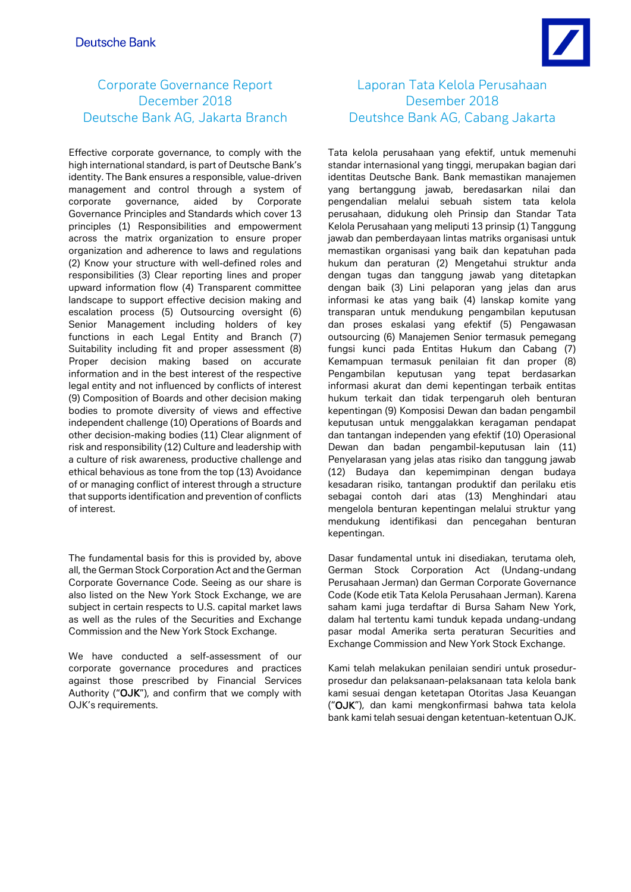Deutsche Bank

# Corporate Governance Report
# December 2018
# Deutsche Bank AG, Jakarta Branch

Effective corporate governance, to comply with the high international standard, is part of Deutsche Bank's identity. The Bank ensures a responsible, value-driven management and control through a system of corporate governance, aided by Corporate Governance Principles and Standards which cover 13 principles (1) Responsibilities and empowerment across the matrix organization to ensure proper organization and adherence to laws and regulations (2) Know your structure with well-defined roles and responsibilities (3) Clear reporting lines and proper upward information flow (4) Transparent committee landscape to support effective decision making and escalation process (5) Outsourcing oversight (6) Senior Management including holders of key functions in each Legal Entity and Branch (7) Suitability including fit and proper assessment (8) Proper decision making based on accurate information and in the best interest of the respective legal entity and not influenced by conflicts of interest (9) Composition of Boards and other decision making bodies to promote diversity of views and effective independent challenge (10) Operations of Boards and other decision-making bodies (11) Clear alignment of risk and responsibility (12) Culture and leadership with a culture of risk awareness, productive challenge and ethical behavious as tone from the top (13) Avoidance of or managing conflict of interest through a structure that supports identification and prevention of conflicts of interest.

The fundamental basis for this is provided by, above all, the German Stock Corporation Act and the German Corporate Governance Code. Seeing as our share is also listed on the New York Stock Exchange, we are subject in certain respects to U.S. capital market laws as well as the rules of the Securities and Exchange Commission and the New York Stock Exchange.

We have conducted a self-assessment of our corporate governance procedures and practices against those prescribed by Financial Services Authority ("**OJK**"), and confirm that we comply with OJK's requirements.

# Laporan Tata Kelola Perusahaan
# Desember 2018
# Deutshce Bank AG, Cabang Jakarta

Tata kelola perusahaan yang efektif, untuk memenuhi standar internasional yang tinggi, merupakan bagian dari identitas Deutsche Bank. Bank memastikan manajemen yang bertanggung jawab, beredasarkan nilai dan pengendalian melalui sebuah sistem tata kelola perusahaan, didukung oleh Prinsip dan Standar Tata Kelola Perusahaan yang meliputi 13 prinsip (1) Tanggung jawab dan pemberdayaan lintas matriks organisasi untuk memastikan organisasi yang baik dan kepatuhan pada hukum dan peraturan (2) Mengetahui struktur anda dengan tugas dan tanggung jawab yang ditetapkan dengan baik (3) Lini pelaporan yang jelas dan arus informasi ke atas yang baik (4) lanskap komite yang transparan untuk mendukung pengambilan keputusan dan proses eskalasi yang efektif (5) Pengawasan outsourcing (6) Manajemen Senior termasuk pemegang fungsi kunci pada Entitas Hukum dan Cabang (7) Kemampuan termasuk penilaian fit dan proper (8) Pengambilan keputusan yang tepat berdasarkan informasi akurat dan demi kepentingan terbaik entitas hukum terkait dan tidak terpengaruh oleh benturan kepentingan (9) Komposisi Dewan dan badan pengambil keputusan untuk menggalakkan keragaman pendapat dan tantangan independen yang efektif (10) Operasional Dewan dan badan pengambil-keputusan lain (11) Penyelarasan yang jelas atas risiko dan tanggung jawab (12) Budaya dan kepemimpinan dengan budaya kesadaran risiko, tantangan produktif dan perilaku etis sebagai contoh dari atas (13) Menghindari atau mengelola benturan kepentingan melalui struktur yang mendukung identifikasi dan pencegahan benturan kepentingan.

Dasar fundamental untuk ini disediakan, terutama oleh, German Stock Corporation Act (Undang-undang Perusahaan Jerman) dan German Corporate Governance Code (Kode etik Tata Kelola Perusahaan Jerman). Karena saham kami juga terdaftar di Bursa Saham New York, dalam hal tertentu kami tunduk kepada undang-undang pasar modal Amerika serta peraturan Securities and Exchange Commission and New York Stock Exchange.

Kami telah melakukan penilaian sendiri untuk prosedur-prosedur dan pelaksanaan-pelaksanaan tata kelola bank kami sesuai dengan ketetapan Otoritas Jasa Keuangan ("**OJK**"), dan kami mengkonfirmasi bahwa tata kelola bank kami telah sesuai dengan ketentuan-ketentuan OJK.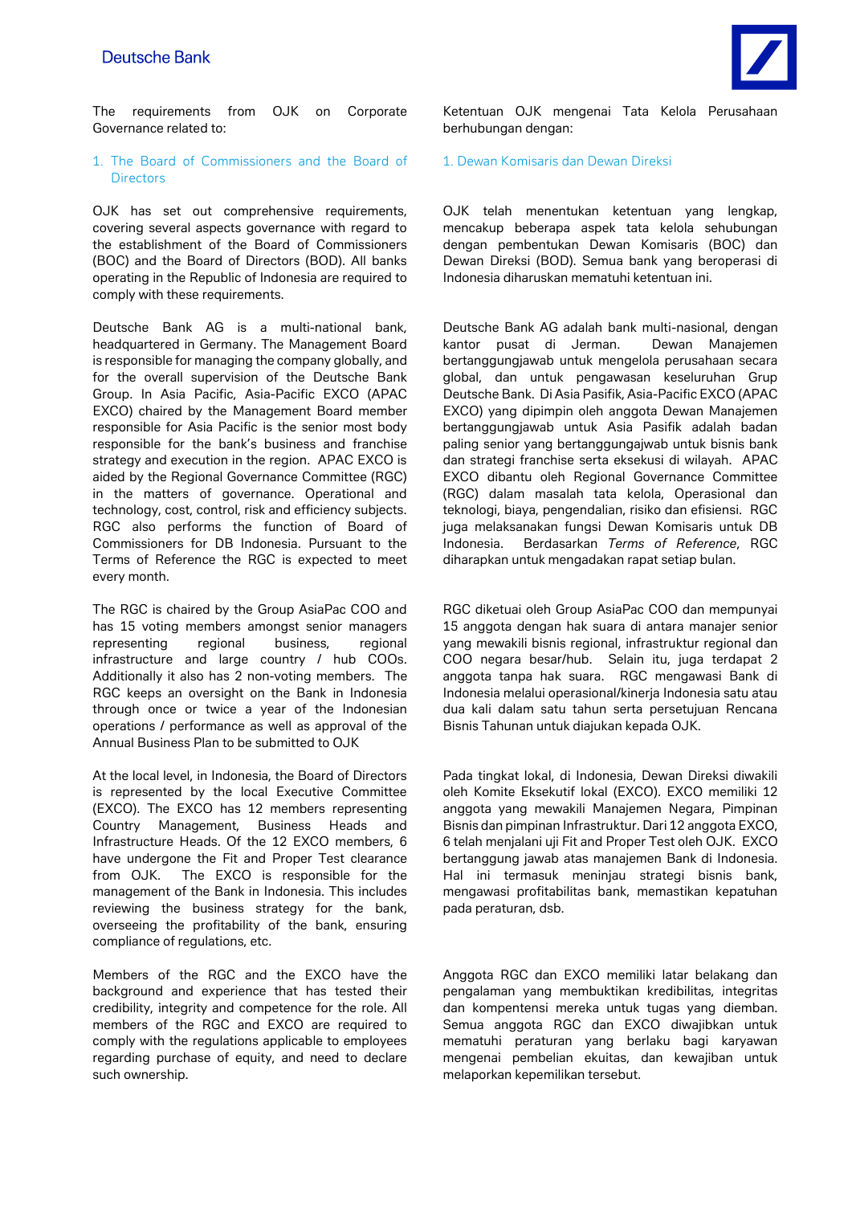The requirements from OJK on Corporate Governance related to:

1. The Board of Commissioners and the Board of Directors

OJK has set out comprehensive requirements, covering several aspects governance with regard to the establishment of the Board of Commissioners (BOC) and the Board of Directors (BOD). All banks operating in the Republic of Indonesia are required to comply with these requirements.

Deutsche Bank AG is a multi-national bank, headquartered in Germany. The Management Board is responsible for managing the company globally, and for the overall supervision of the Deutsche Bank Group. In Asia Pacific, Asia-Pacific EXCO (APAC EXCO) chaired by the Management Board member responsible for Asia Pacific is the senior most body responsible for the bank's business and franchise strategy and execution in the region. APAC EXCO is aided by the Regional Governance Committee (RGC) in the matters of governance. Operational and technology, cost, control, risk and efficiency subjects. RGC also performs the function of Board of Commissioners for DB Indonesia. Pursuant to the Terms of Reference the RGC is expected to meet every month.

The RGC is chaired by the Group AsiaPac COO and has 15 voting members amongst senior managers representing regional business, regional infrastructure and large country / hub COOs. Additionally it also has 2 non-voting members. The RGC keeps an oversight on the Bank in Indonesia through once or twice a year of the Indonesian operations / performance as well as approval of the Annual Business Plan to be submitted to OJK

At the local level, in Indonesia, the Board of Directors is represented by the local Executive Committee (EXCO). The EXCO has 12 members representing Country Management, Business Heads and Infrastructure Heads. Of the 12 EXCO members, 6 have undergone the Fit and Proper Test clearance from OJK. The EXCO is responsible for the management of the Bank in Indonesia. This includes reviewing the business strategy for the bank, overseeing the profitability of the bank, ensuring compliance of regulations, etc.

Members of the RGC and the EXCO have the background and experience that has tested their credibility, integrity and competence for the role. All members of the RGC and EXCO are required to comply with the regulations applicable to employees regarding purchase of equity, and need to declare such ownership.

Ketentuan OJK mengenai Tata Kelola Perusahaan berhubungan dengan:

1. Dewan Komisaris dan Dewan Direksi

OJK telah menentukan ketentuan yang lengkap, mencakup beberapa aspek tata kelola sehubungan dengan pembentukan Dewan Komisaris (BOC) dan Dewan Direksi (BOD). Semua bank yang beroperasi di Indonesia diharuskan mematuhi ketentuan ini.

Deutsche Bank AG adalah bank multi-nasional, dengan kantor pusat di Jerman. Dewan Manajemen bertanggungjawab untuk mengelola perusahaan secara global, dan untuk pengawasan keseluruhan Grup Deutsche Bank. Di Asia Pasifik, Asia-Pacific EXCO (APAC EXCO) yang dipimpin oleh anggota Dewan Manajemen bertanggungjawab untuk Asia Pasifik adalah badan paling senior yang bertanggungajwab untuk bisnis bank dan strategi franchise serta eksekusi di wilayah. APAC EXCO dibantu oleh Regional Governance Committee (RGC) dalam masalah tata kelola, Operasional dan teknologi, biaya, pengendalian, risiko dan efisiensi. RGC juga melaksanakan fungsi Dewan Komisaris untuk DB Indonesia. Berdasarkan *Terms of Reference*, RGC diharapkan untuk mengadakan rapat setiap bulan.

RGC diketuai oleh Group AsiaPac COO dan mempunyai 15 anggota dengan hak suara di antara manajer senior yang mewakili bisnis regional, infrastruktur regional dan COO negara besar/hub. Selain itu, juga terdapat 2 anggota tanpa hak suara. RGC mengawasi Bank di Indonesia melalui operasional/kinerja Indonesia satu atau dua kali dalam satu tahun serta persetujuan Rencana Bisnis Tahunan untuk diajukan kepada OJK.

Pada tingkat lokal, di Indonesia, Dewan Direksi diwakili oleh Komite Eksekutif lokal (EXCO). EXCO memiliki 12 anggota yang mewakili Manajemen Negara, Pimpinan Bisnis dan pimpinan Infrastruktur. Dari 12 anggota EXCO, 6 telah menjalani uji Fit and Proper Test oleh OJK. EXCO bertanggung jawab atas manajemen Bank di Indonesia. Hal ini termasuk meninjau strategi bisnis bank, mengawasi profitabilitas bank, memastikan kepatuhan pada peraturan, dsb.

Anggota RGC dan EXCO memiliki latar belakang dan pengalaman yang membuktikan kredibilitas, integritas dan kompentensi mereka untuk tugas yang diemban. Semua anggota RGC dan EXCO diwajibkan untuk mematuhi peraturan yang berlaku bagi karyawan mengenai pembelian ekuitas, dan kewajiban untuk melaporkan kepemilikan tersebut.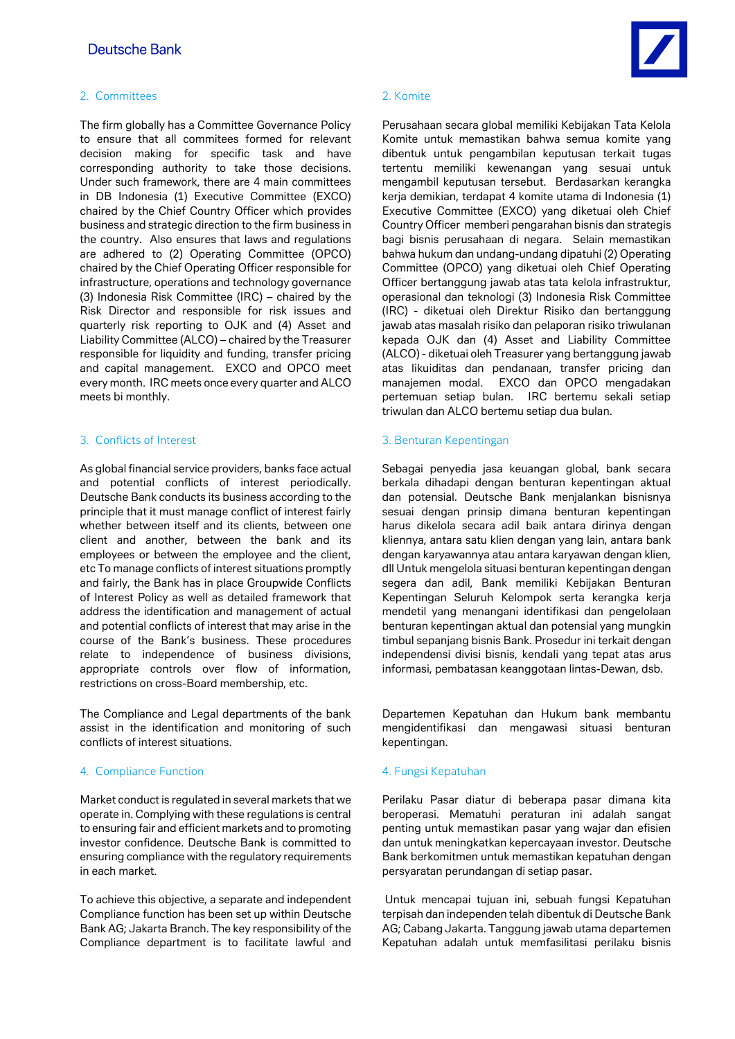## 2. Committees

The firm globally has a Committee Governance Policy to ensure that all commitees formed for relevant decision making for specific task and have corresponding authority to take those decisions. Under such framework, there are 4 main committees in DB Indonesia (1) Executive Committee (EXCO) chaired by the Chief Country Officer which provides business and strategic direction to the firm business in the country. Also ensures that laws and regulations are adhered to (2) Operating Committee (OPCO) chaired by the Chief Operating Officer responsible for infrastructure, operations and technology governance (3) Indonesia Risk Committee (IRC) – chaired by the Risk Director and responsible for risk issues and quarterly risk reporting to OJK and (4) Asset and Liability Committee (ALCO) – chaired by the Treasurer responsible for liquidity and funding, transfer pricing and capital management. EXCO and OPCO meet every month. IRC meets once every quarter and ALCO meets bi monthly.

## 3. Conflicts of Interest

As global financial service providers, banks face actual and potential conflicts of interest periodically. Deutsche Bank conducts its business according to the principle that it must manage conflict of interest fairly whether between itself and its clients, between one client and another, between the bank and its employees or between the employee and the client, etc To manage conflicts of interest situations promptly and fairly, the Bank has in place Groupwide Conflicts of Interest Policy as well as detailed framework that address the identification and management of actual and potential conflicts of interest that may arise in the course of the Bank's business. These procedures relate to independence of business divisions, appropriate controls over flow of information, restrictions on cross-Board membership, etc.

The Compliance and Legal departments of the bank assist in the identification and monitoring of such conflicts of interest situations.

## 4. Compliance Function

Market conduct is regulated in several markets that we operate in. Complying with these regulations is central to ensuring fair and efficient markets and to promoting investor confidence. Deutsche Bank is committed to ensuring compliance with the regulatory requirements in each market.

To achieve this objective, a separate and independent Compliance function has been set up within Deutsche Bank AG; Jakarta Branch. The key responsibility of the Compliance department is to facilitate lawful and

## 2. Komite

Perusahaan secara global memiliki Kebijakan Tata Kelola Komite untuk memastikan bahwa semua komite yang dibentuk untuk pengambilan keputusan terkait tugas tertentu memiliki kewenangan yang sesuai untuk mengambil keputusan tersebut. Berdasarkan kerangka kerja demikian, terdapat 4 komite utama di Indonesia (1) Executive Committee (EXCO) yang diketuai oleh Chief Country Officer memberi pengarahan bisnis dan strategis bagi bisnis perusahaan di negara. Selain memastikan bahwa hukum dan undang-undang dipatuhi (2) Operating Committee (OPCO) yang diketuai oleh Chief Operating Officer bertanggung jawab atas tata kelola infrastruktur, operasional dan teknologi (3) Indonesia Risk Committee (IRC) - diketuai oleh Direktur Risiko dan bertanggung jawab atas masalah risiko dan pelaporan risiko triwulanan kepada OJK dan (4) Asset and Liability Committee (ALCO) - diketuai oleh Treasurer yang bertanggung jawab atas likuiditas dan pendanaan, transfer pricing dan manajemen modal. EXCO dan OPCO mengadakan pertemuan setiap bulan. IRC bertemu sekali setiap triwulan dan ALCO bertemu setiap dua bulan.

## 3. Benturan Kepentingan

Sebagai penyedia jasa keuangan global, bank secara berkala dihadapi dengan benturan kepentingan aktual dan potensial. Deutsche Bank menjalankan bisnisnya sesuai dengan prinsip dimana benturan kepentingan harus dikelola secara adil baik antara dirinya dengan kliennya, antara satu klien dengan yang lain, antara bank dengan karyawannya atau antara karyawan dengan klien, dll Untuk mengelola situasi benturan kepentingan dengan segera dan adil, Bank memiliki Kebijakan Benturan Kepentingan Seluruh Kelompok serta kerangka kerja mendetil yang menangani identifikasi dan pengelolaan benturan kepentingan aktual dan potensial yang mungkin timbul sepanjang bisnis Bank. Prosedur ini terkait dengan independensi divisi bisnis, kendali yang tepat atas arus informasi, pembatasan keanggotaan lintas-Dewan, dsb.

Departemen Kepatuhan dan Hukum bank membantu mengidentifikasi dan mengawasi situasi benturan kepentingan.

## 4. Fungsi Kepatuhan

Perilaku Pasar diatur di beberapa pasar dimana kita beroperasi. Mematuhi peraturan ini adalah sangat penting untuk memastikan pasar yang wajar dan efisien dan untuk meningkatkan kepercayaan investor. Deutsche Bank berkomitmen untuk memastikan kepatuhan dengan persyaratan perundangan di setiap pasar.

Untuk mencapai tujuan ini, sebuah fungsi Kepatuhan terpisah dan independen telah dibentuk di Deutsche Bank AG; Cabang Jakarta. Tanggung jawab utama departemen Kepatuhan adalah untuk memfasilitasi perilaku bisnis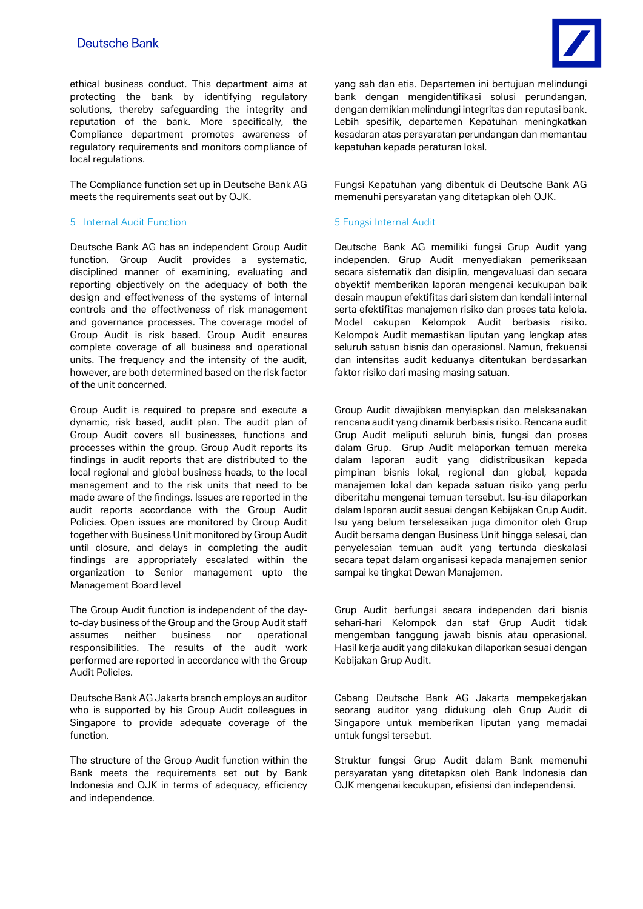ethical business conduct. This department aims at protecting the bank by identifying regulatory solutions, thereby safeguarding the integrity and reputation of the bank. More specifically, the Compliance department promotes awareness of regulatory requirements and monitors compliance of local regulations.

The Compliance function set up in Deutsche Bank AG meets the requirements seat out by OJK.

## 5 Internal Audit Function

Deutsche Bank AG has an independent Group Audit function. Group Audit provides a systematic, disciplined manner of examining, evaluating and reporting objectively on the adequacy of both the design and effectiveness of the systems of internal controls and the effectiveness of risk management and governance processes. The coverage model of Group Audit is risk based. Group Audit ensures complete coverage of all business and operational units. The frequency and the intensity of the audit, however, are both determined based on the risk factor of the unit concerned.

Group Audit is required to prepare and execute a dynamic, risk based, audit plan. The audit plan of Group Audit covers all businesses, functions and processes within the group. Group Audit reports its findings in audit reports that are distributed to the local regional and global business heads, to the local management and to the risk units that need to be made aware of the findings. Issues are reported in the audit reports accordance with the Group Audit Policies. Open issues are monitored by Group Audit together with Business Unit monitored by Group Audit until closure, and delays in completing the audit findings are appropriately escalated within the organization to Senior management upto the Management Board level

The Group Audit function is independent of the day-to-day business of the Group and the Group Audit staff assumes neither business nor operational responsibilities. The results of the audit work performed are reported in accordance with the Group Audit Policies.

Deutsche Bank AG Jakarta branch employs an auditor who is supported by his Group Audit colleagues in Singapore to provide adequate coverage of the function.

The structure of the Group Audit function within the Bank meets the requirements set out by Bank Indonesia and OJK in terms of adequacy, efficiency and independence.

yang sah dan etis. Departemen ini bertujuan melindungi bank dengan mengidentifikasi solusi perundangan, dengan demikian melindungi integritas dan reputasi bank. Lebih spesifik, departemen Kepatuhan meningkatkan kesadaran atas persyaratan perundangan dan memantau kepatuhan kepada peraturan lokal.

Fungsi Kepatuhan yang dibentuk di Deutsche Bank AG memenuhi persyaratan yang ditetapkan oleh OJK.

## 5 Fungsi Internal Audit

Deutsche Bank AG memiliki fungsi Grup Audit yang independen. Grup Audit menyediakan pemeriksaan secara sistematis dan disiplin, mengevaluasi dan secara obyektif memberikan laporan mengenai kecukupan baik desain maupun efektifitas dari sistem dan kendali internal serta efektifitas manajemen risiko dan proses tata kelola. Model cakupan Kelompok Audit berbasis risiko. Kelompok Audit memastikan liputan yang lengkap atas seluruh satuan bisnis dan operasional. Namun, frekuensi dan intensitas audit keduanya ditentukan berdasarkan faktor risiko dari masing masing satuan.

Group Audit diwajibkan menyiapkan dan melaksanakan rencana audit yang dinamik berbasis risiko. Rencana audit Grup Audit meliputi seluruh binis, fungsi dan proses dalam Grup. Grup Audit melaporkan temuan mereka dalam laporan audit yang didistribusikan kepada pimpinan bisnis lokal, regional dan global, kepada manajemen lokal dan kepada satuan risiko yang perlu diberitahu mengenai temuan tersebut. Isu-isu dilaporkan dalam laporan audit sesuai dengan Kebijakan Grup Audit. Isu yang belum terselesaikan juga dimonitor oleh Grup Audit bersama dengan Business Unit hingga selesai, dan penyelesaian temuan audit yang tertunda dieskalasi secara tepat dalam organisasi kepada manajemen senior sampai ke tingkat Dewan Manajemen.

Grup Audit berfungsi secara independen dari bisnis sehari-hari Kelompok dan staf Grup Audit tidak mengemban tanggung jawab bisnis atau operasional. Hasil kerja audit yang dilakukan dilaporkan sesuai dengan Kebijakan Grup Audit.

Cabang Deutsche Bank AG Jakarta mempekerjakan seorang auditor yang didukung oleh Grup Audit di Singapore untuk memberikan liputan yang memadai untuk fungsi tersebut.

Struktur fungsi Grup Audit dalam Bank memenuhi persyaratan yang ditetapkan oleh Bank Indonesia dan OJK mengenai kecukupan, efisiensi dan independensi.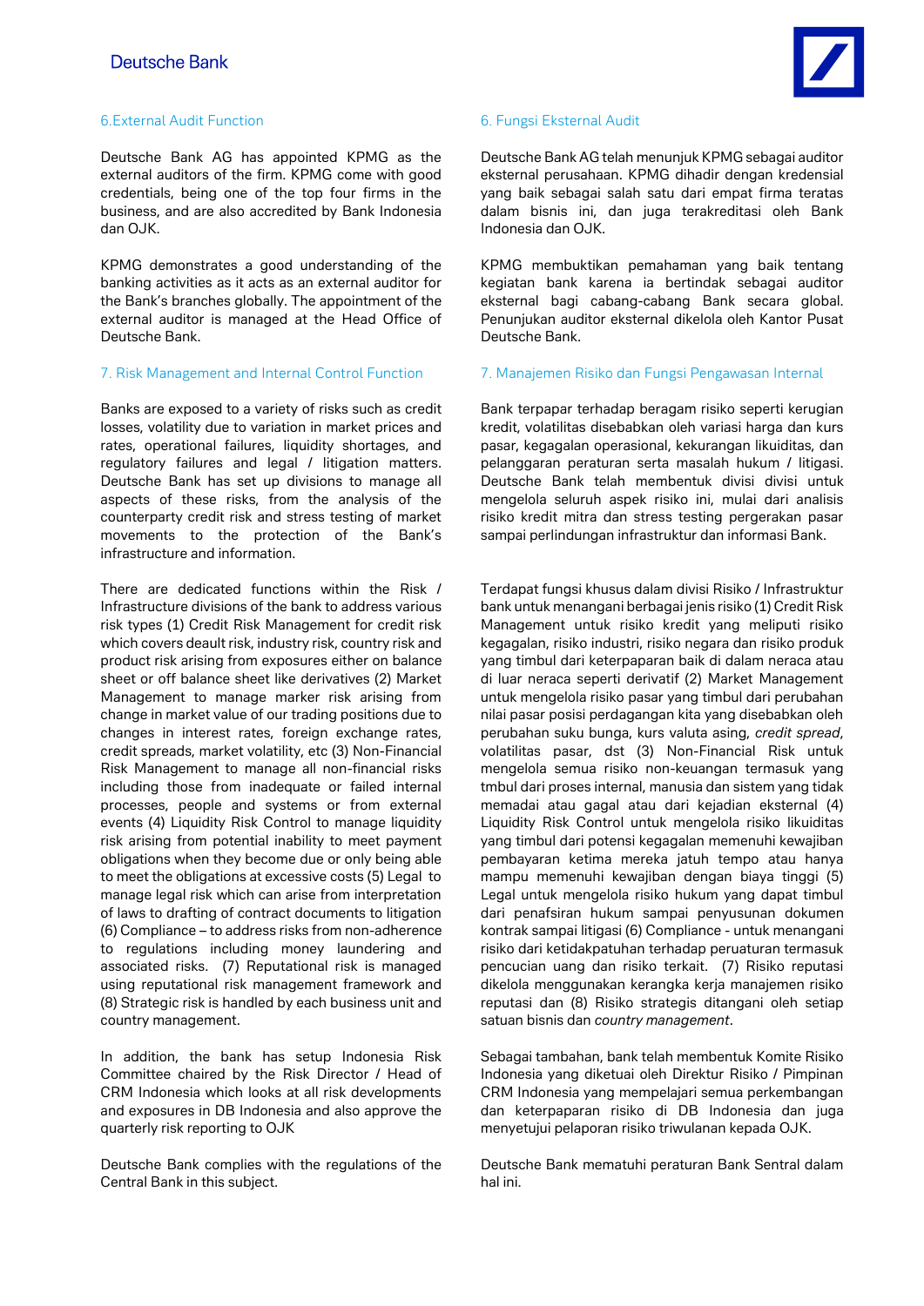## 6.External Audit Function

Deutsche Bank AG has appointed KPMG as the external auditors of the firm. KPMG come with good credentials, being one of the top four firms in the business, and are also accredited by Bank Indonesia dan OJK.

KPMG demonstrates a good understanding of the banking activities as it acts as an external auditor for the Bank's branches globally. The appointment of the external auditor is managed at the Head Office of Deutsche Bank.

## 7. Risk Management and Internal Control Function

Banks are exposed to a variety of risks such as credit losses, volatility due to variation in market prices and rates, operational failures, liquidity shortages, and regulatory failures and legal / litigation matters. Deutsche Bank has set up divisions to manage all aspects of these risks, from the analysis of the counterparty credit risk and stress testing of market movements to the protection of the Bank's infrastructure and information.

There are dedicated functions within the Risk / Infrastructure divisions of the bank to address various risk types (1) Credit Risk Management for credit risk which covers deault risk, industry risk, country risk and product risk arising from exposures either on balance sheet or off balance sheet like derivatives (2) Market Management to manage marker risk arising from change in market value of our trading positions due to changes in interest rates, foreign exchange rates, credit spreads, market volatility, etc (3) Non-Financial Risk Management to manage all non-financial risks including those from inadequate or failed internal processes, people and systems or from external events (4) Liquidity Risk Control to manage liquidity risk arising from potential inability to meet payment obligations when they become due or only being able to meet the obligations at excessive costs (5) Legal to manage legal risk which can arise from interpretation of laws to drafting of contract documents to litigation (6) Compliance – to address risks from non-adherence to regulations including money laundering and associated risks. (7) Reputational risk is managed using reputational risk management framework and (8) Strategic risk is handled by each business unit and country management.

In addition, the bank has setup Indonesia Risk Committee chaired by the Risk Director / Head of CRM Indonesia which looks at all risk developments and exposures in DB Indonesia and also approve the quarterly risk reporting to OJK

Deutsche Bank complies with the regulations of the Central Bank in this subject.

## 6. Fungsi Eksternal Audit

Deutsche Bank AG telah menunjuk KPMG sebagai auditor eksternal perusahaan. KPMG dihadir dengan kredensial yang baik sebagai salah satu dari empat firma teratas dalam bisnis ini, dan juga terakreditasi oleh Bank Indonesia dan OJK.

KPMG membuktikan pemahaman yang baik tentang kegiatan bank karena ia bertindak sebagai auditor eksternal bagi cabang-cabang Bank secara global. Penunjukan auditor eksternal dikelola oleh Kantor Pusat Deutsche Bank.

## 7. Manajemen Risiko dan Fungsi Pengawasan Internal

Bank terpapar terhadap beragam risiko seperti kerugian kredit, volatilitas disebabkan oleh variasi harga dan kurs pasar, kegagalan operasional, kekurangan likuiditas, dan pelanggaran peraturan serta masalah hukum / litigasi. Deutsche Bank telah membentuk divisi divisi untuk mengelola seluruh aspek risiko ini, mulai dari analisis risiko kredit mitra dan stress testing pergerakan pasar sampai perlindungan infrastruktur dan informasi Bank.

Terdapat fungsi khusus dalam divisi Risiko / Infrastruktur bank untuk menangani berbagai jenis risiko (1) Credit Risk Management untuk risiko kredit yang meliputi risiko kegagalan, risiko industri, risiko negara dan risiko produk yang timbul dari keterpaparan baik di dalam neraca atau di luar neraca seperti derivatif (2) Market Management untuk mengelola risiko pasar yang timbul dari perubahan nilai pasar posisi perdagangan kita yang disebabkan oleh perubahan suku bunga, kurs valuta asing, *credit spread*, volatilitas pasar, dst (3) Non-Financial Risk untuk mengelola semua risiko non-keuangan termasuk yang tmbul dari proses internal, manusia dan sistem yang tidak memadai atau gagal atau dari kejadian eksternal (4) Liquidity Risk Control untuk mengelola risiko likuiditas yang timbul dari potensi kegagalan memenuhi kewajiban pembayaran ketima mereka jatuh tempo atau hanya mampu memenuhi kewajiban dengan biaya tinggi (5) Legal untuk mengelola risiko hukum yang dapat timbul dari penafsiran hukum sampai penyusunan dokumen kontrak sampai litigasi (6) Compliance - untuk menangani risiko dari ketidakpatuhan terhadap peruaturan termasuk pencucian uang dan risiko terkait. (7) Risiko reputasi dikelola menggunakan kerangka kerja manajemen risiko reputasi dan (8) Risiko strategis ditangani oleh setiap satuan bisnis dan *country management*.

Sebagai tambahan, bank telah membentuk Komite Risiko Indonesia yang diketuai oleh Direktur Risiko / Pimpinan CRM Indonesia yang mempelajari semua perkembangan dan keterpaparan risiko di DB Indonesia dan juga menyetujui pelaporan risiko triwulanan kepada OJK.

Deutsche Bank mematuhi peraturan Bank Sentral dalam hal ini.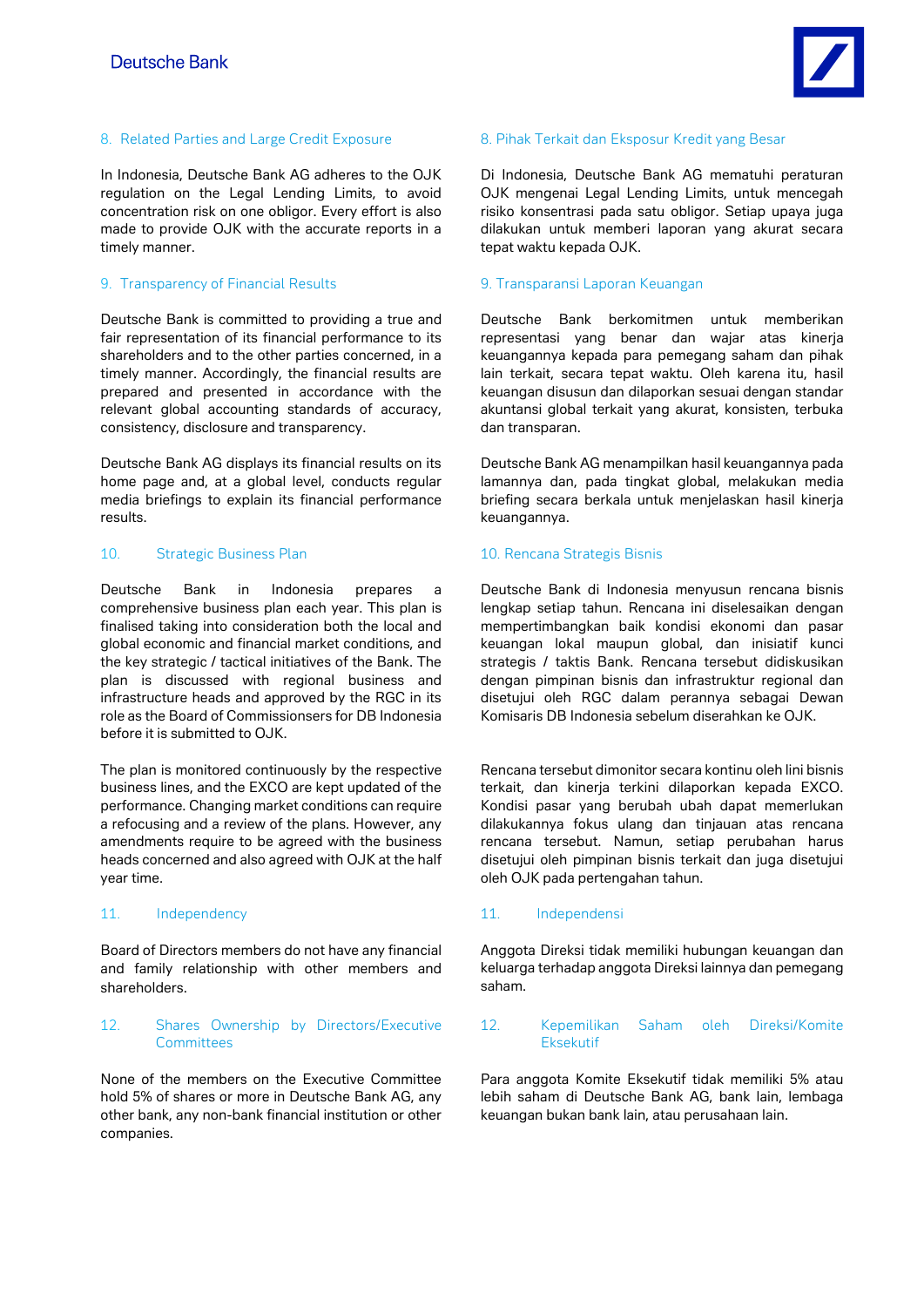## 8. Related Parties and Large Credit Exposure

In Indonesia, Deutsche Bank AG adheres to the OJK regulation on the Legal Lending Limits, to avoid concentration risk on one obligor. Every effort is also made to provide OJK with the accurate reports in a timely manner.

## 9. Transparency of Financial Results

Deutsche Bank is committed to providing a true and fair representation of its financial performance to its shareholders and to the other parties concerned, in a timely manner. Accordingly, the financial results are prepared and presented in accordance with the relevant global accounting standards of accuracy, consistency, disclosure and transparency.

Deutsche Bank AG displays its financial results on its home page and, at a global level, conducts regular media briefings to explain its financial performance results.

## 10. Strategic Business Plan

Deutsche Bank in Indonesia prepares a comprehensive business plan each year. This plan is finalised taking into consideration both the local and global economic and financial market conditions, and the key strategic / tactical initiatives of the Bank. The plan is discussed with regional business and infrastructure heads and approved by the RGC in its role as the Board of Commissionsers for DB Indonesia before it is submitted to OJK.

The plan is monitored continuously by the respective business lines, and the EXCO are kept updated of the performance. Changing market conditions can require a refocusing and a review of the plans. However, any amendments require to be agreed with the business heads concerned and also agreed with OJK at the half year time.

## 11. Independency

Board of Directors members do not have any financial and family relationship with other members and shareholders.

## 12. Shares Ownership by Directors/Executive Committees

None of the members on the Executive Committee hold 5% of shares or more in Deutsche Bank AG, any other bank, any non-bank financial institution or other companies.

## 8. Pihak Terkait dan Eksposur Kredit yang Besar

Di Indonesia, Deutsche Bank AG mematuhi peraturan OJK mengenai Legal Lending Limits, untuk mencegah risiko konsentrasi pada satu obligor. Setiap upaya juga dilakukan untuk memberi laporan yang akurat secara tepat waktu kepada OJK.

## 9. Transparansi Laporan Keuangan

Deutsche Bank berkomitmen untuk memberikan representasi yang benar dan wajar atas kinerja keuangannya kepada para pemegang saham dan pihak lain terkait, secara tepat waktu. Oleh karena itu, hasil keuangan disusun dan dilaporkan sesuai dengan standar akuntansi global terkait yang akurat, konsisten, terbuka dan transparan.

Deutsche Bank AG menampilkan hasil keuangannya pada lamannya dan, pada tingkat global, melakukan media briefing secara berkala untuk menjelaskan hasil kinerja keuangannya.

## 10. Rencana Strategis Bisnis

Deutsche Bank di Indonesia menyusun rencana bisnis lengkap setiap tahun. Rencana ini diselesaikan dengan mempertimbangkan baik kondisi ekonomi dan pasar keuangan lokal maupun global, dan inisiatif kunci strategis / taktis Bank. Rencana tersebut didiskusikan dengan pimpinan bisnis dan infrastruktur regional dan disetujui oleh RGC dalam perannya sebagai Dewan Komisaris DB Indonesia sebelum diserahkan ke OJK.

Rencana tersebut dimonitor secara kontinu oleh lini bisnis terkait, dan kinerja terkini dilaporkan kepada EXCO. Kondisi pasar yang berubah ubah dapat memerlukan dilakukannya fokus ulang dan tinjauan atas rencana rencana tersebut. Namun, setiap perubahan harus disetujui oleh pimpinan bisnis terkait dan juga disetujui oleh OJK pada pertengahan tahun.

## 11. Independensi

Anggota Direksi tidak memiliki hubungan keuangan dan keluarga terhadap anggota Direksi lainnya dan pemegang saham.

## 12. Kepemilikan Saham oleh Direksi/Komite Eksekutif

Para anggota Komite Eksekutif tidak memiliki 5% atau lebih saham di Deutsche Bank AG, bank lain, lembaga keuangan bukan bank lain, atau perusahaan lain.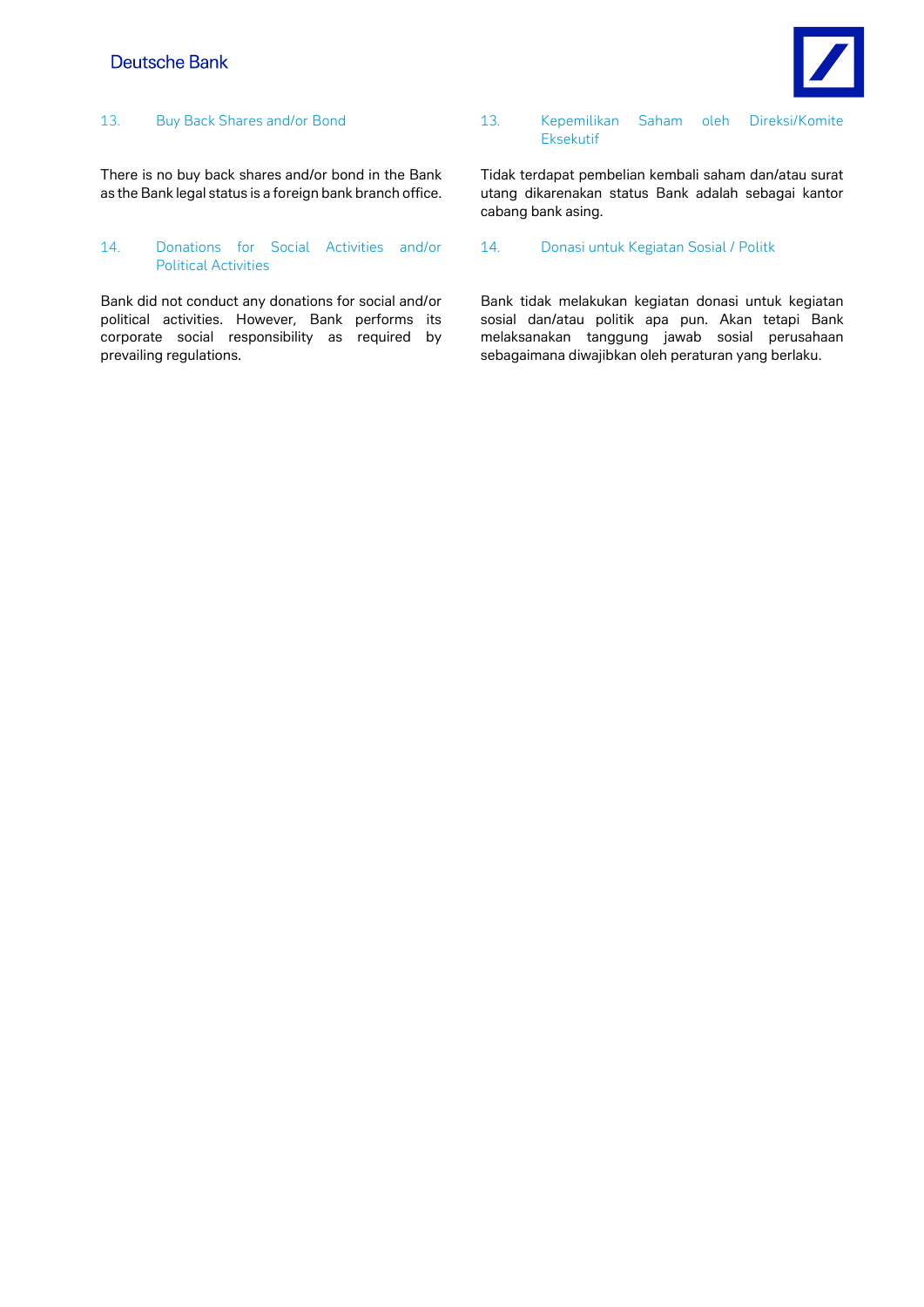## 13. Buy Back Shares and/or Bond

There is no buy back shares and/or bond in the Bank as the Bank legal status is a foreign bank branch office.

## 14. Donations for Social Activities and/or Political Activities

Bank did not conduct any donations for social and/or political activities. However, Bank performs its corporate social responsibility as required by prevailing regulations.

## 13. Kepemilikan Saham oleh Direksi/Komite Eksekutif

Tidak terdapat pembelian kembali saham dan/atau surat utang dikarenakan status Bank adalah sebagai kantor cabang bank asing.

## 14. Donasi untuk Kegiatan Sosial / Politk

Bank tidak melakukan kegiatan donasi untuk kegiatan sosial dan/atau politik apa pun. Akan tetapi Bank melaksanakan tanggung jawab sosial perusahaan sebagaimana diwajibkan oleh peraturan yang berlaku.